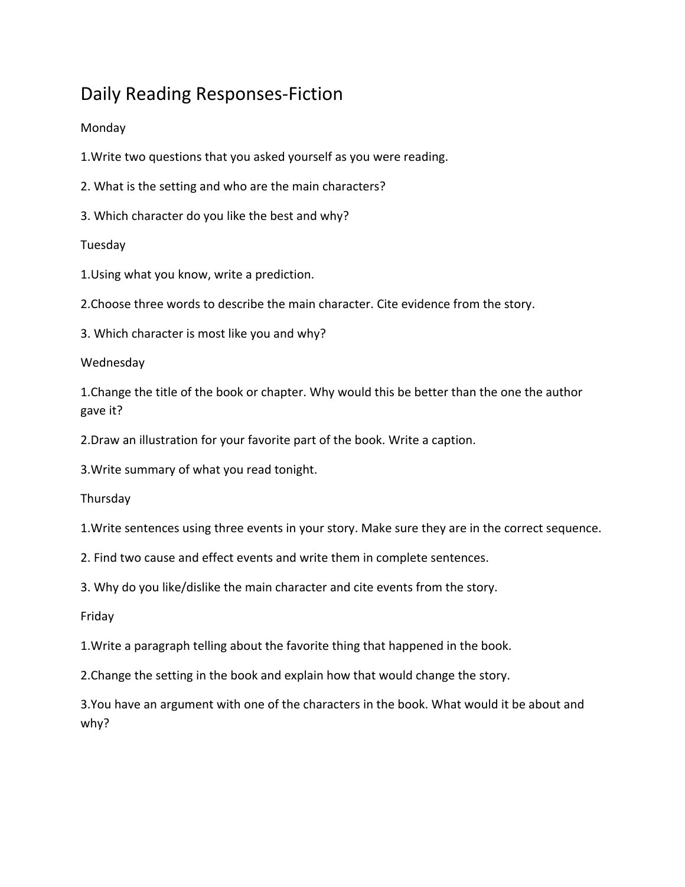# Daily Reading Responses-Fiction

## Monday

1.Write two questions that you asked yourself as you were reading.

2. What is the setting and who are the main characters?

3. Which character do you like the best and why?

## Tuesday

1.Using what you know, write a prediction.

2.Choose three words to describe the main character. Cite evidence from the story.

3. Which character is most like you and why?

## Wednesday

1.Change the title of the book or chapter. Why would this be better than the one the author gave it?

2.Draw an illustration for your favorite part of the book. Write a caption.

3.Write summary of what you read tonight.

## Thursday

1.Write sentences using three events in your story. Make sure they are in the correct sequence.

2. Find two cause and effect events and write them in complete sentences.

3. Why do you like/dislike the main character and cite events from the story.

## Friday

1.Write a paragraph telling about the favorite thing that happened in the book.

2.Change the setting in the book and explain how that would change the story.

3.You have an argument with one of the characters in the book. What would it be about and why?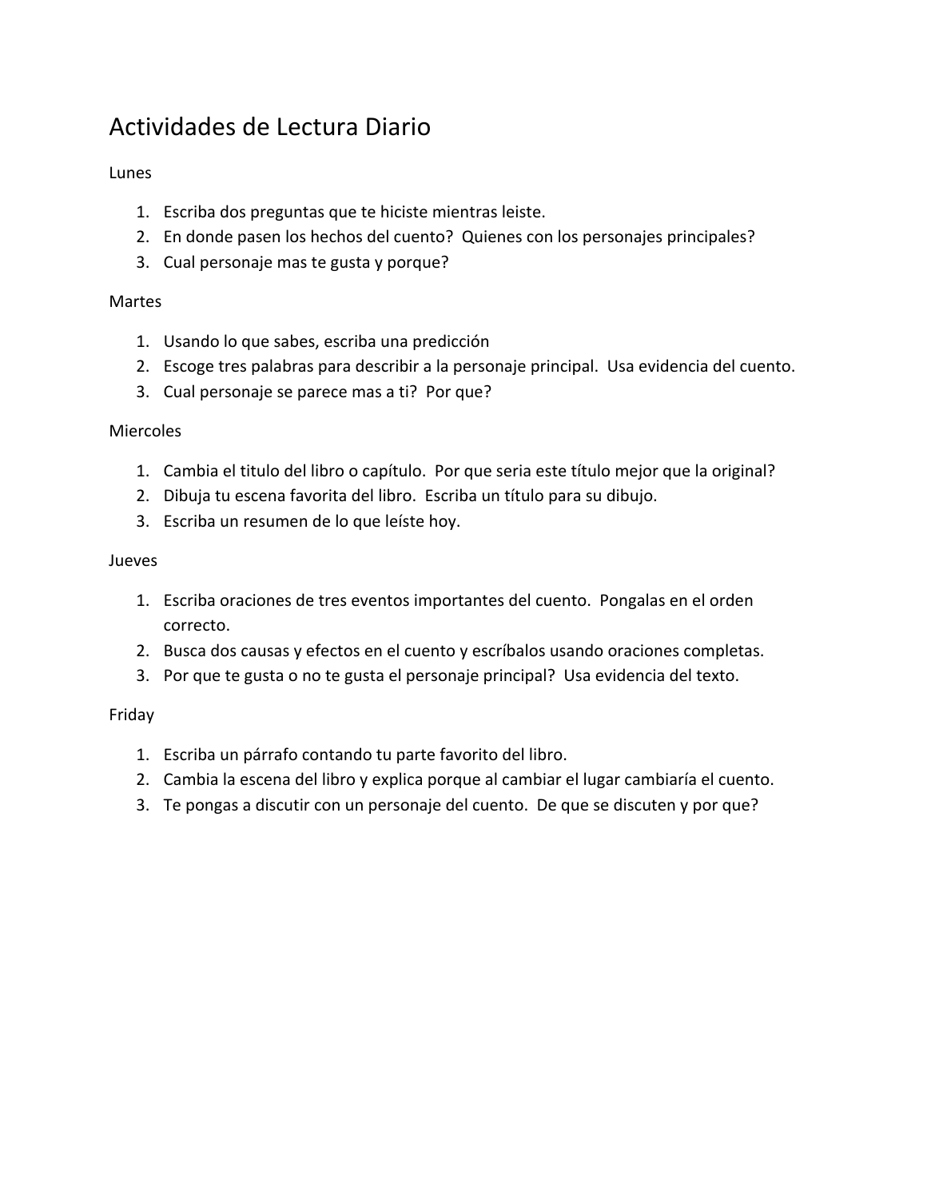# Actividades de Lectura Diario

Lunes

1. Escriba dos preguntas que te hiciste mientras leiste.
2. En donde pasen los hechos del cuento? Quienes con los personajes principales?
3. Cual personaje mas te gusta y porque?

Martes

1. Usando lo que sabes, escriba una predicción
2. Escoge tres palabras para describir a la personaje principal. Usa evidencia del cuento.
3. Cual personaje se parece mas a ti? Por que?

Miercoles

1. Cambia el titulo del libro o capítulo. Por que seria este título mejor que la original?
2. Dibuja tu escena favorita del libro. Escriba un título para su dibujo.
3. Escriba un resumen de lo que leíste hoy.

Jueves

1. Escriba oraciones de tres eventos importantes del cuento. Pongalas en el orden correcto.
2. Busca dos causas y efectos en el cuento y escríbalos usando oraciones completas.
3. Por que te gusta o no te gusta el personaje principal? Usa evidencia del texto.

Friday

1. Escriba un párrafo contando tu parte favorito del libro.
2. Cambia la escena del libro y explica porque al cambiar el lugar cambiaría el cuento.
3. Te pongas a discutir con un personaje del cuento. De que se discuten y por que?